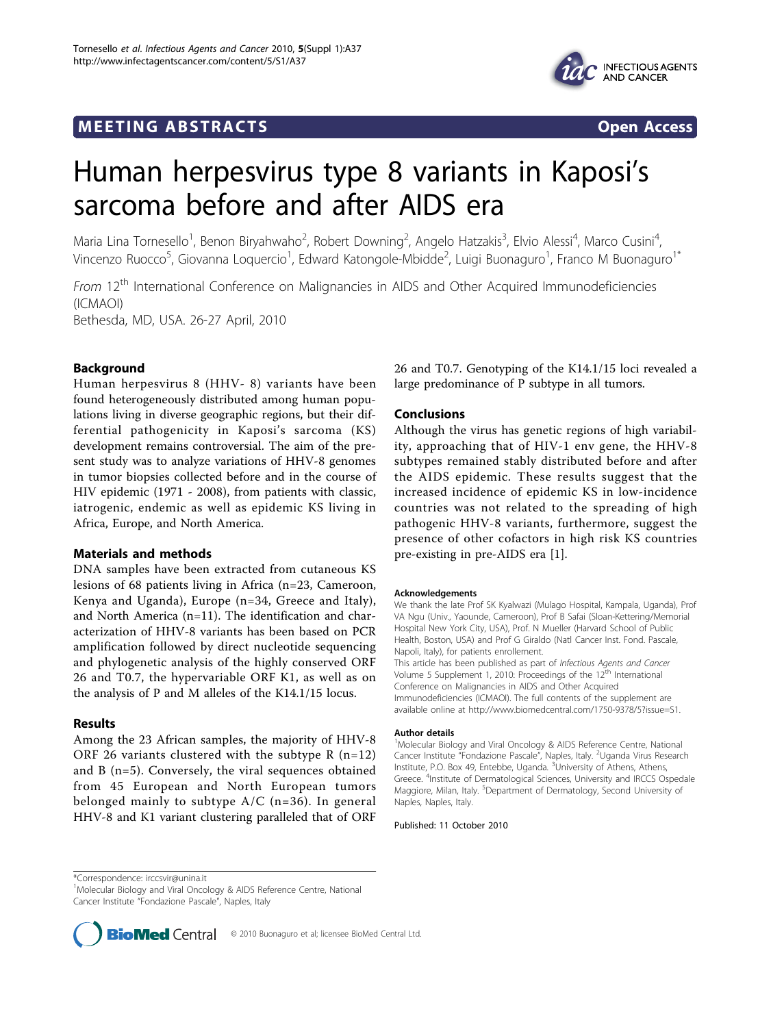MEETING ABSTRACTS **Open Access**

# Human herpesvirus type 8 variants in Kaposi's sarcoma before and after AIDS era

Maria Lina Tornesello[1], Benon Biryahwaho[2], Robert Downing[2], Angelo Hatzakis[3], Elvio Alessi[4], Marco Cusini[4], Vincenzo Ruocco[5], Giovanna Loquercio[1], Edward Katongole-Mbidde[2], Luigi Buonaguro[1], Franco M Buonaguro[1*]

*From* 12th International Conference on Malignancies in AIDS and Other Acquired Immunodeficiencies (ICMAOI)
Bethesda, MD, USA. 26-27 April, 2010

## Background

Human herpesvirus 8 (HHV- 8) variants have been found heterogeneously distributed among human populations living in diverse geographic regions, but their differential pathogenicity in Kaposi's sarcoma (KS) development remains controversial. The aim of the present study was to analyze variations of HHV-8 genomes in tumor biopsies collected before and in the course of HIV epidemic (1971 - 2008), from patients with classic, iatrogenic, endemic as well as epidemic KS living in Africa, Europe, and North America.

## Materials and methods

DNA samples have been extracted from cutaneous KS lesions of 68 patients living in Africa (n=23, Cameroon, Kenya and Uganda), Europe (n=34, Greece and Italy), and North America (n=11). The identification and characterization of HHV-8 variants has been based on PCR amplification followed by direct nucleotide sequencing and phylogenetic analysis of the highly conserved ORF 26 and T0.7, the hypervariable ORF K1, as well as on the analysis of P and M alleles of the K14.1/15 locus.

## Results

Among the 23 African samples, the majority of HHV-8 ORF 26 variants clustered with the subtype R (n=12) and B (n=5). Conversely, the viral sequences obtained from 45 European and North European tumors belonged mainly to subtype A/C (n=36). In general HHV-8 and K1 variant clustering paralleled that of ORF 26 and T0.7. Genotyping of the K14.1/15 loci revealed a large predominance of P subtype in all tumors.

## Conclusions

Although the virus has genetic regions of high variability, approaching that of HIV-1 env gene, the HHV-8 subtypes remained stably distributed before and after the AIDS epidemic. These results suggest that the increased incidence of epidemic KS in low-incidence countries was not related to the spreading of high pathogenic HHV-8 variants, furthermore, suggest the presence of other cofactors in high risk KS countries pre-existing in pre-AIDS era [1].

#### Acknowledgements

We thank the late Prof SK Kyalwazi (Mulago Hospital, Kampala, Uganda), Prof VA Ngu (Univ., Yaounde, Cameroon), Prof B Safai (Sloan-Kettering/Memorial Hospital New York City, USA), Prof. N Mueller (Harvard School of Public Health, Boston, USA) and Prof G Giraldo (Natl Cancer Inst. Fond. Pascale, Napoli, Italy), for patients enrollement.

This article has been published as part of *Infectious Agents and Cancer* Volume 5 Supplement 1, 2010: Proceedings of the 12th International Conference on Malignancies in AIDS and Other Acquired Immunodeficiencies (ICMAOI). The full contents of the supplement are available online at http://www.biomedcentral.com/1750-9378/5?issue=S1.

#### Author details

[1]Molecular Biology and Viral Oncology & AIDS Reference Centre, National Cancer Institute "Fondazione Pascale", Naples, Italy. [2]Uganda Virus Research Institute, P.O. Box 49, Entebbe, Uganda. [3]University of Athens, Athens, Greece. [4]Institute of Dermatological Sciences, University and IRCCS Ospedale Maggiore, Milan, Italy. [5]Department of Dermatology, Second University of Naples, Naples, Italy.

Published: 11 October 2010

*Correspondence: irccsvir@unina.it
[1]Molecular Biology and Viral Oncology & AIDS Reference Centre, National Cancer Institute "Fondazione Pascale", Naples, Italy

© 2010 Buonaguro et al; licensee BioMed Central Ltd.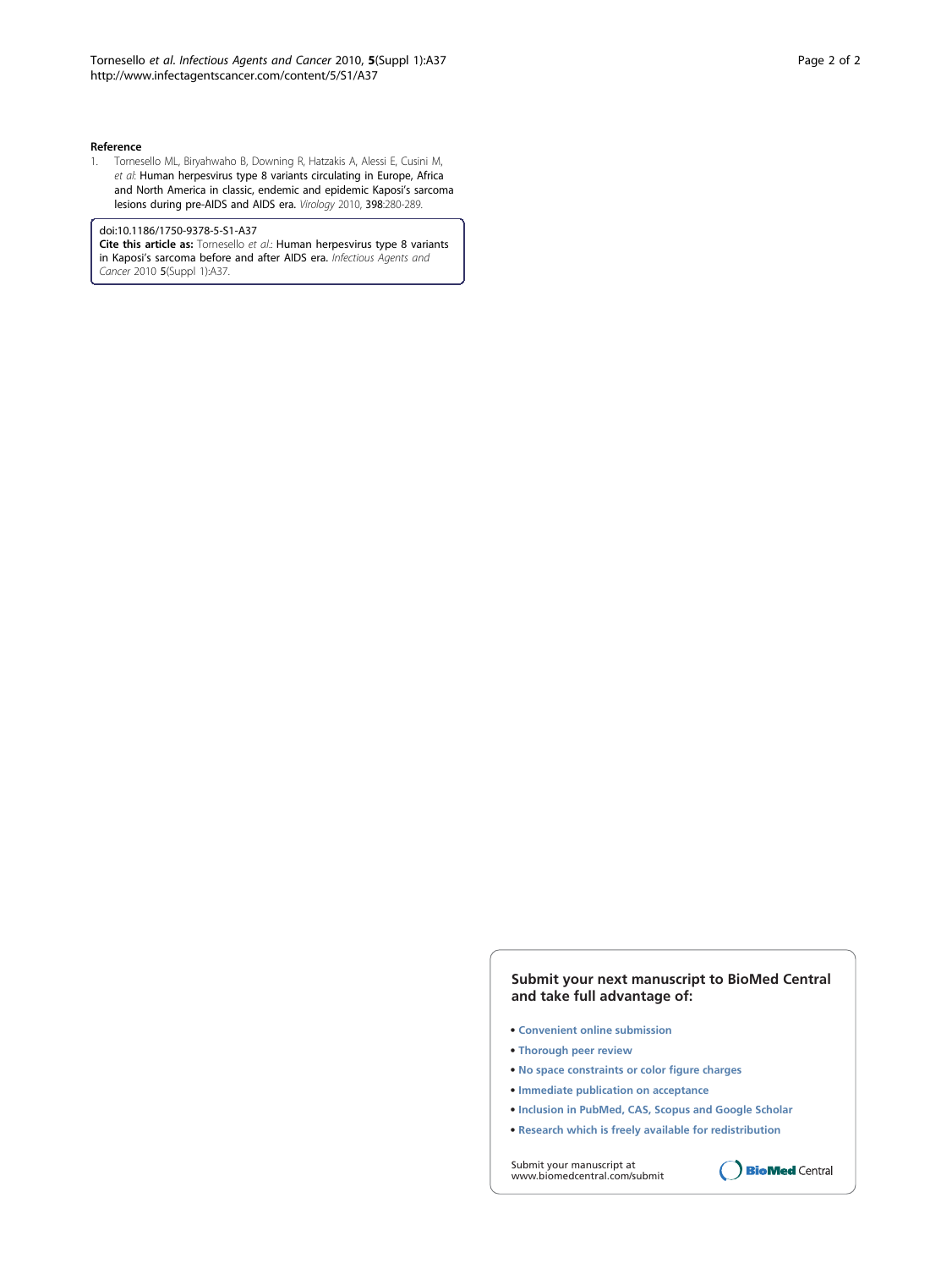#### Reference

1. Tornesello ML, Biryahwaho B, Downing R, Hatzakis A, Alessi E, Cusini M, *et al*: **Human herpesvirus type 8 variants circulating in Europe, Africa and North America in classic, endemic and epidemic Kaposi's sarcoma lesions during pre-AIDS and AIDS era.** *Virology* 2010, **398**:280-289.

doi:10.1186/1750-9378-5-S1-A37

**Cite this article as:** Tornesello *et al.*: **Human herpesvirus type 8 variants in Kaposi's sarcoma before and after AIDS era.** *Infectious Agents and Cancer* 2010 **5**(Suppl 1):A37.

**Submit your next manuscript to BioMed Central and take full advantage of:**

- **Convenient online submission**
- **Thorough peer review**
- **No space constraints or color figure charges**
- **Immediate publication on acceptance**
- **Inclusion in PubMed, CAS, Scopus and Google Scholar**
- **Research which is freely available for redistribution**

Submit your manuscript at
www.biomedcentral.com/submit

BioMed Central